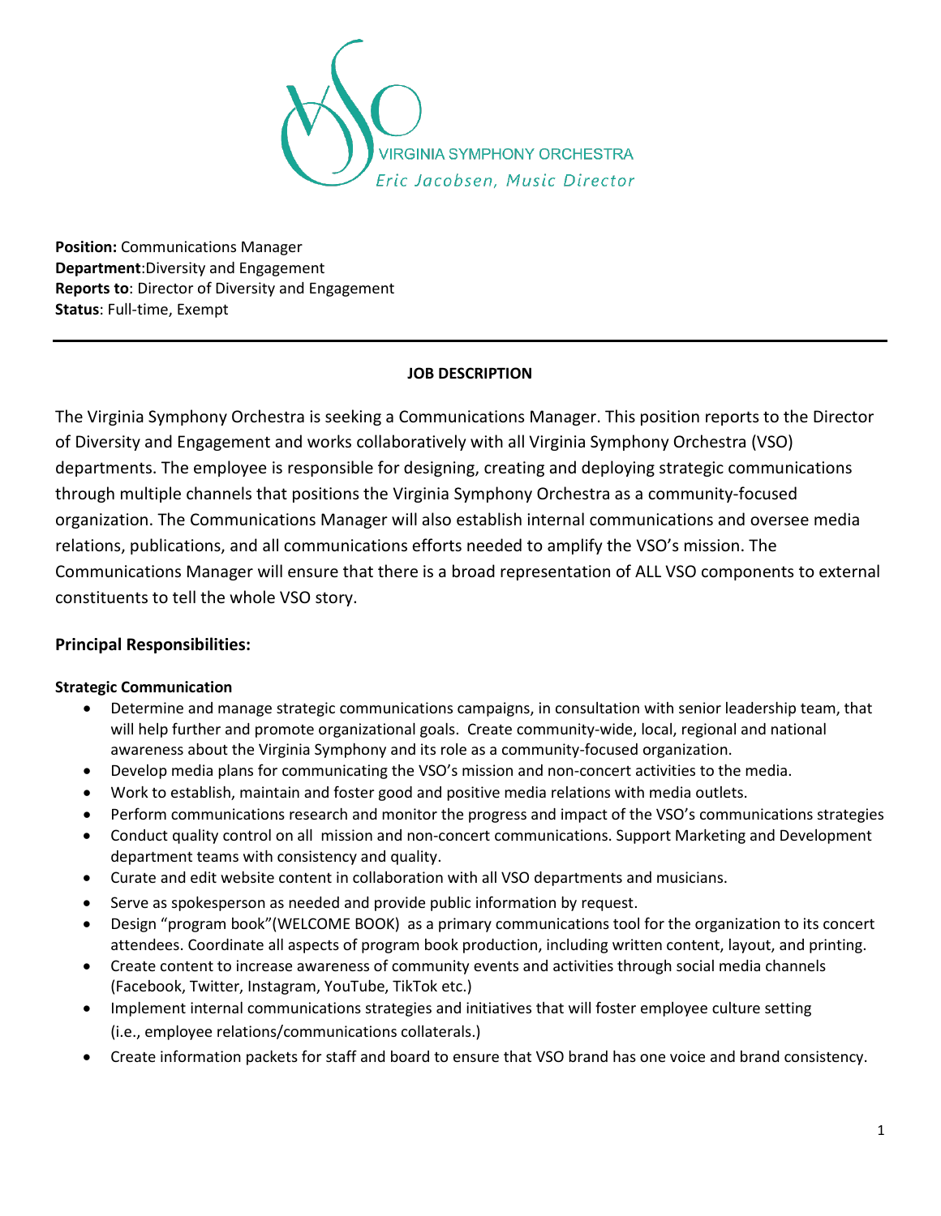VIRGINIA SYMPHONY ORCHESTRA
*Eric Jacobsen, Music Director*

**Position:** Communications Manager
**Department**:Diversity and Engagement
**Reports to**: Director of Diversity and Engagement
**Status**: Full-time, Exempt

---

**JOB DESCRIPTION**

The Virginia Symphony Orchestra is seeking a Communications Manager. This position reports to the Director of Diversity and Engagement and works collaboratively with all Virginia Symphony Orchestra (VSO) departments. The employee is responsible for designing, creating and deploying strategic communications through multiple channels that positions the Virginia Symphony Orchestra as a community-focused organization. The Communications Manager will also establish internal communications and oversee media relations, publications, and all communications efforts needed to amplify the VSO's mission. The Communications Manager will ensure that there is a broad representation of ALL VSO components to external constituents to tell the whole VSO story.

## Principal Responsibilities:

### Strategic Communication

- Determine and manage strategic communications campaigns, in consultation with senior leadership team, that will help further and promote organizational goals. Create community-wide, local, regional and national awareness about the Virginia Symphony and its role as a community-focused organization.
- Develop media plans for communicating the VSO's mission and non-concert activities to the media.
- Work to establish, maintain and foster good and positive media relations with media outlets.
- Perform communications research and monitor the progress and impact of the VSO's communications strategies
- Conduct quality control on all mission and non-concert communications. Support Marketing and Development department teams with consistency and quality.
- Curate and edit website content in collaboration with all VSO departments and musicians.
- Serve as spokesperson as needed and provide public information by request.
- Design "program book"(WELCOME BOOK) as a primary communications tool for the organization to its concert attendees. Coordinate all aspects of program book production, including written content, layout, and printing.
- Create content to increase awareness of community events and activities through social media channels (Facebook, Twitter, Instagram, YouTube, TikTok etc.)
- Implement internal communications strategies and initiatives that will foster employee culture setting (i.e., employee relations/communications collaterals.)
- Create information packets for staff and board to ensure that VSO brand has one voice and brand consistency.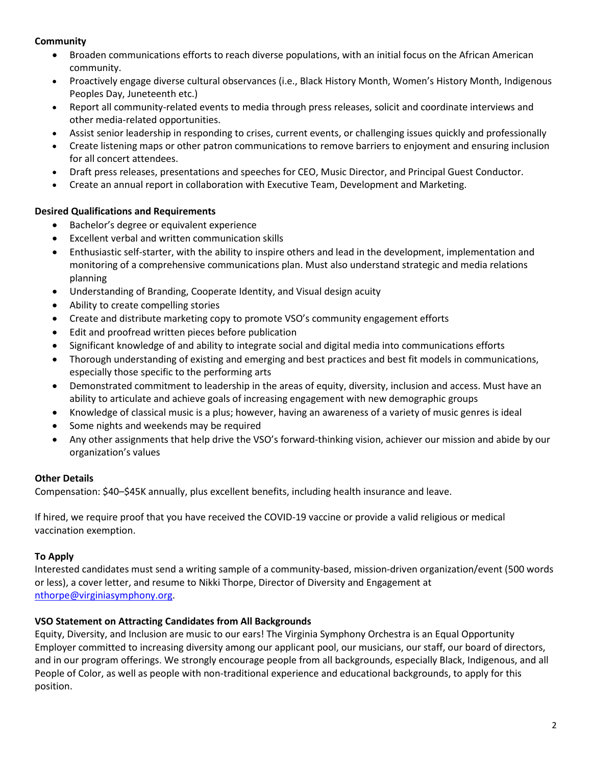**Community**

- Broaden communications efforts to reach diverse populations, with an initial focus on the African American community.
- Proactively engage diverse cultural observances (i.e., Black History Month, Women's History Month, Indigenous Peoples Day, Juneteenth etc.)
- Report all community-related events to media through press releases, solicit and coordinate interviews and other media-related opportunities.
- Assist senior leadership in responding to crises, current events, or challenging issues quickly and professionally
- Create listening maps or other patron communications to remove barriers to enjoyment and ensuring inclusion for all concert attendees.
- Draft press releases, presentations and speeches for CEO, Music Director, and Principal Guest Conductor.
- Create an annual report in collaboration with Executive Team, Development and Marketing.

**Desired Qualifications and Requirements**

- Bachelor's degree or equivalent experience
- Excellent verbal and written communication skills
- Enthusiastic self-starter, with the ability to inspire others and lead in the development, implementation and monitoring of a comprehensive communications plan. Must also understand strategic and media relations planning
- Understanding of Branding, Cooperate Identity, and Visual design acuity
- Ability to create compelling stories
- Create and distribute marketing copy to promote VSO's community engagement efforts
- Edit and proofread written pieces before publication
- Significant knowledge of and ability to integrate social and digital media into communications efforts
- Thorough understanding of existing and emerging and best practices and best fit models in communications, especially those specific to the performing arts
- Demonstrated commitment to leadership in the areas of equity, diversity, inclusion and access. Must have an ability to articulate and achieve goals of increasing engagement with new demographic groups
- Knowledge of classical music is a plus; however, having an awareness of a variety of music genres is ideal
- Some nights and weekends may be required
- Any other assignments that help drive the VSO's forward-thinking vision, achiever our mission and abide by our organization's values

**Other Details**

Compensation: $40–$45K annually, plus excellent benefits, including health insurance and leave.

If hired, we require proof that you have received the COVID-19 vaccine or provide a valid religious or medical vaccination exemption.

**To Apply**

Interested candidates must send a writing sample of a community-based, mission-driven organization/event (500 words or less), a cover letter, and resume to Nikki Thorpe, Director of Diversity and Engagement at nthorpe@virginiasymphony.org.

**VSO Statement on Attracting Candidates from All Backgrounds**

Equity, Diversity, and Inclusion are music to our ears! The Virginia Symphony Orchestra is an Equal Opportunity Employer committed to increasing diversity among our applicant pool, our musicians, our staff, our board of directors, and in our program offerings. We strongly encourage people from all backgrounds, especially Black, Indigenous, and all People of Color, as well as people with non-traditional experience and educational backgrounds, to apply for this position.